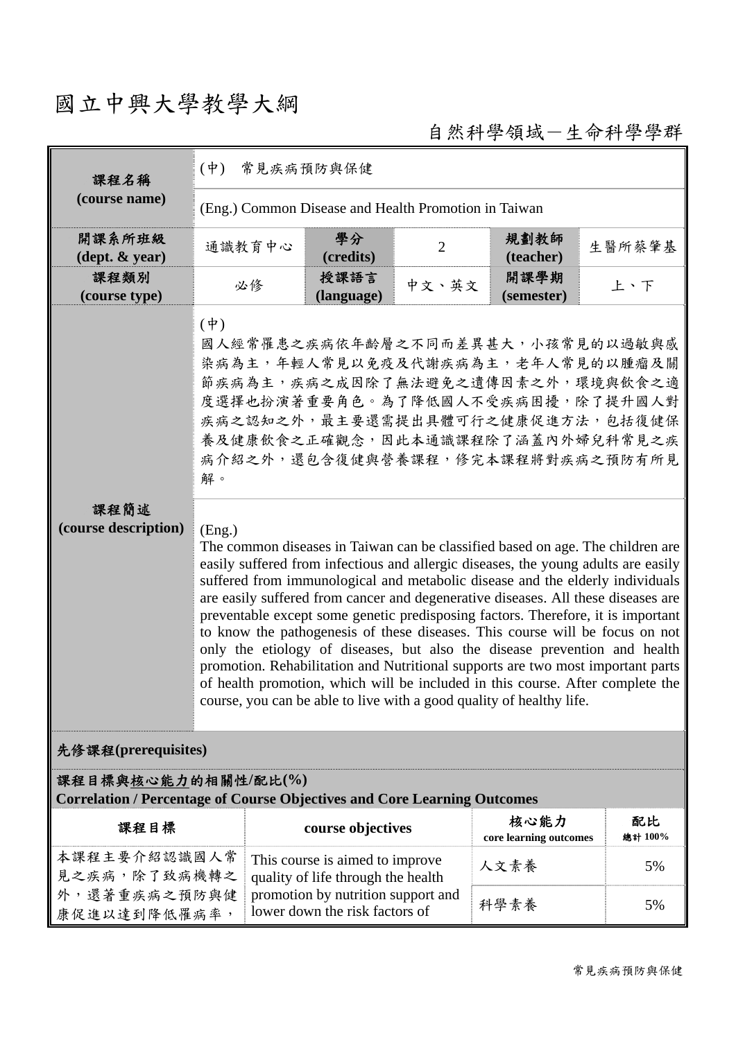# 國立中興大學教學大綱

自然科學領域－生命科學學群

| 課程名稱 (course name) | (中) 常見疾病預防與保健 | | | | |
|---|---|---|---|---|---|
| | (Eng.) Common Disease and Health Promotion in Taiwan | | | | |
| 開課系所班級 (dept. & year) | 通識教育中心 | 學分 (credits) | 2 | 規劃教師 (teacher) | 生醫所蔡肇基 |
| 課程類別 (course type) | 必修 | 授課語言 (language) | 中文、英文 | 開課學期 (semester) | 上、下 |
| 課程簡述 (course description) | (中)<br>國人經常罹患之疾病依年齡層之不同而差異甚大，小孩常見的以過敏與感染病為主，年輕人常見以免疫及代謝疾病為主，老年人常見的以腫瘤及關節疾病為主，疾病之成因除了無法避免之遺傳因素之外，環境與飲食之適度選擇也扮演著重要角色。為了降低國人不受疾病困擾，除了提升國人對疾病之認知之外，最主要還需提出具體可行之健康促進方法，包括復健保養及健康飲食之正確觀念，因此本通識課程除了涵蓋內外婦兒科常見之疾病介紹之外，還包含復健與營養課程，修完本課程將對疾病之預防有所見解。 | | | | |
| | (Eng.)<br>The common diseases in Taiwan can be classified based on age. The children are easily suffered from infectious and allergic diseases, the young adults are easily suffered from immunological and metabolic disease and the elderly individuals are easily suffered from cancer and degenerative diseases. All these diseases are preventable except some genetic predisposing factors. Therefore, it is important to know the pathogenesis of these diseases. This course will be focus on not only the etiology of diseases, but also the disease prevention and health promotion. Rehabilitation and Nutritional supports are two most important parts of health promotion, which will be included in this course. After complete the course, you can be able to live with a good quality of healthy life. | | | | |

**先修課程(prerequisites)**

**課程目標與核心能力的相關性/配比(%)**
**Correlation / Percentage of Course Objectives and Core Learning Outcomes**

| 課程目標 | course objectives | 核心能力 core learning outcomes | 配比 總計 100% |
|---|---|---|---|
| 本課程主要介紹認識國人常見之疾病，除了致病機轉之外，還著重疾病之預防與健康促進以達到降低罹病率， | This course is aimed to improve quality of life through the health promotion by nutrition support and lower down the risk factors of | 人文素養 | 5% |
| | | 科學素養 | 5% |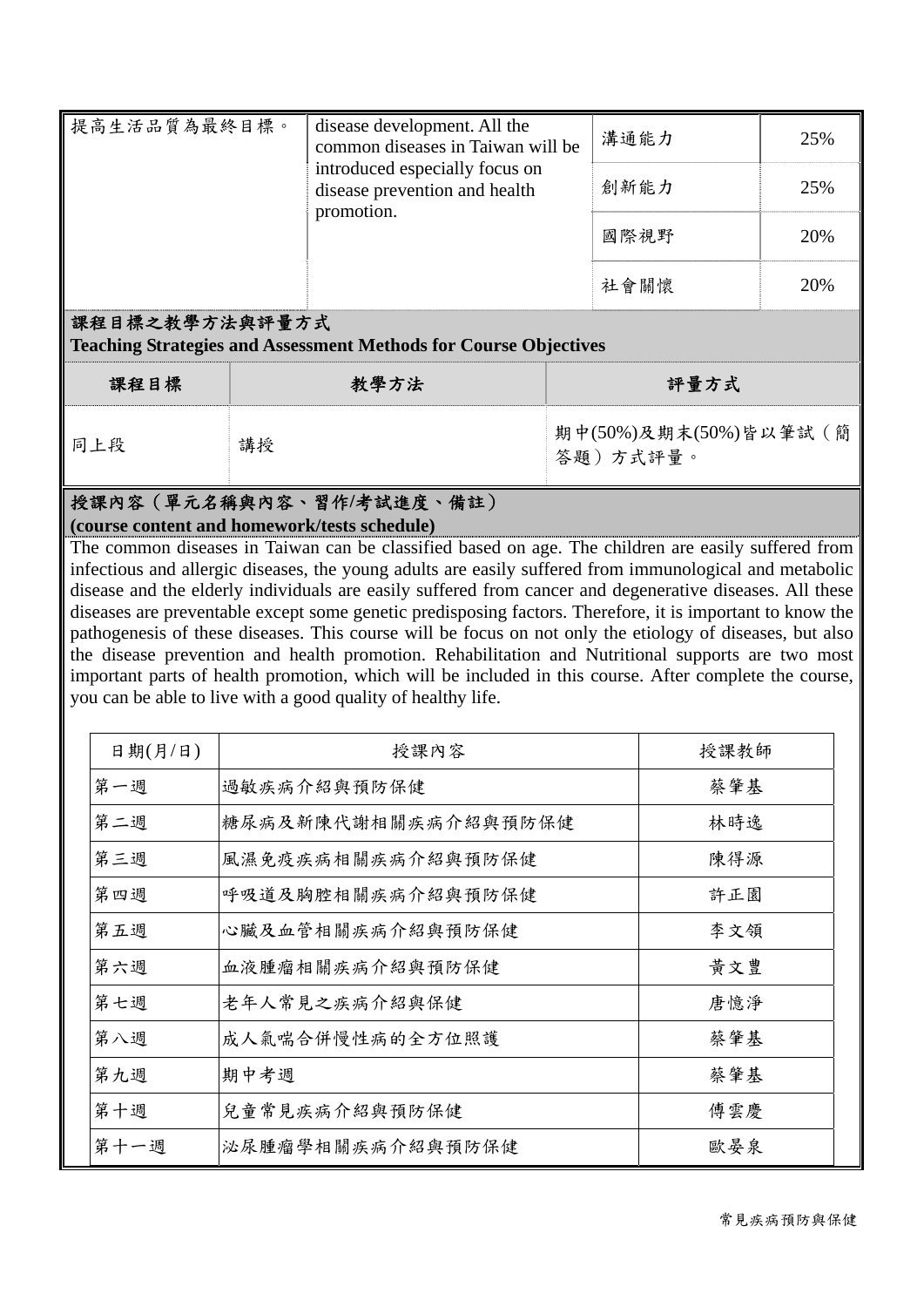| | | | |
|---|---|---|---|
| 提高生活品質為最終目標。 | disease development. All the common diseases in Taiwan will be introduced especially focus on disease prevention and health promotion. | 溝通能力 | 25% |
| | | 創新能力 | 25% |
| | | 國際視野 | 20% |
| | | 社會關懷 | 20% |

## 課程目標之教學方法與評量方式
**Teaching Strategies and Assessment Methods for Course Objectives**

| 課程目標 | 教學方法 | 評量方式 |
|---|---|---|
| 同上段 | 講授 | 期中(50%)及期末(50%)皆以筆試（簡答題）方式評量。 |

## 授課內容（單元名稱與內容、習作/考試進度、備註）
**(course content and homework/tests schedule)**

The common diseases in Taiwan can be classified based on age. The children are easily suffered from infectious and allergic diseases, the young adults are easily suffered from immunological and metabolic disease and the elderly individuals are easily suffered from cancer and degenerative diseases. All these diseases are preventable except some genetic predisposing factors. Therefore, it is important to know the pathogenesis of these diseases. This course will be focus on not only the etiology of diseases, but also the disease prevention and health promotion. Rehabilitation and Nutritional supports are two most important parts of health promotion, which will be included in this course. After complete the course, you can be able to live with a good quality of healthy life.

| 日期(月/日) | 授課內容 | 授課教師 |
|---|---|---|
| 第一週 | 過敏疾病介紹與預防保健 | 蔡肇基 |
| 第二週 | 糖尿病及新陳代謝相關疾病介紹與預防保健 | 林時逸 |
| 第三週 | 風濕免疫疾病相關疾病介紹與預防保健 | 陳得源 |
| 第四週 | 呼吸道及胸腔相關疾病介紹與預防保健 | 許正園 |
| 第五週 | 心臟及血管相關疾病介紹與預防保健 | 李文領 |
| 第六週 | 血液腫瘤相關疾病介紹與預防保健 | 黃文豊 |
| 第七週 | 老年人常見之疾病介紹與保健 | 唐憶淨 |
| 第八週 | 成人氣喘合併慢性病的全方位照護 | 蔡肇基 |
| 第九週 | 期中考週 | 蔡肇基 |
| 第十週 | 兒童常見疾病介紹與預防保健 | 傅雲慶 |
| 第十一週 | 泌尿腫瘤學相關疾病介紹與預防保健 | 歐晏泉 |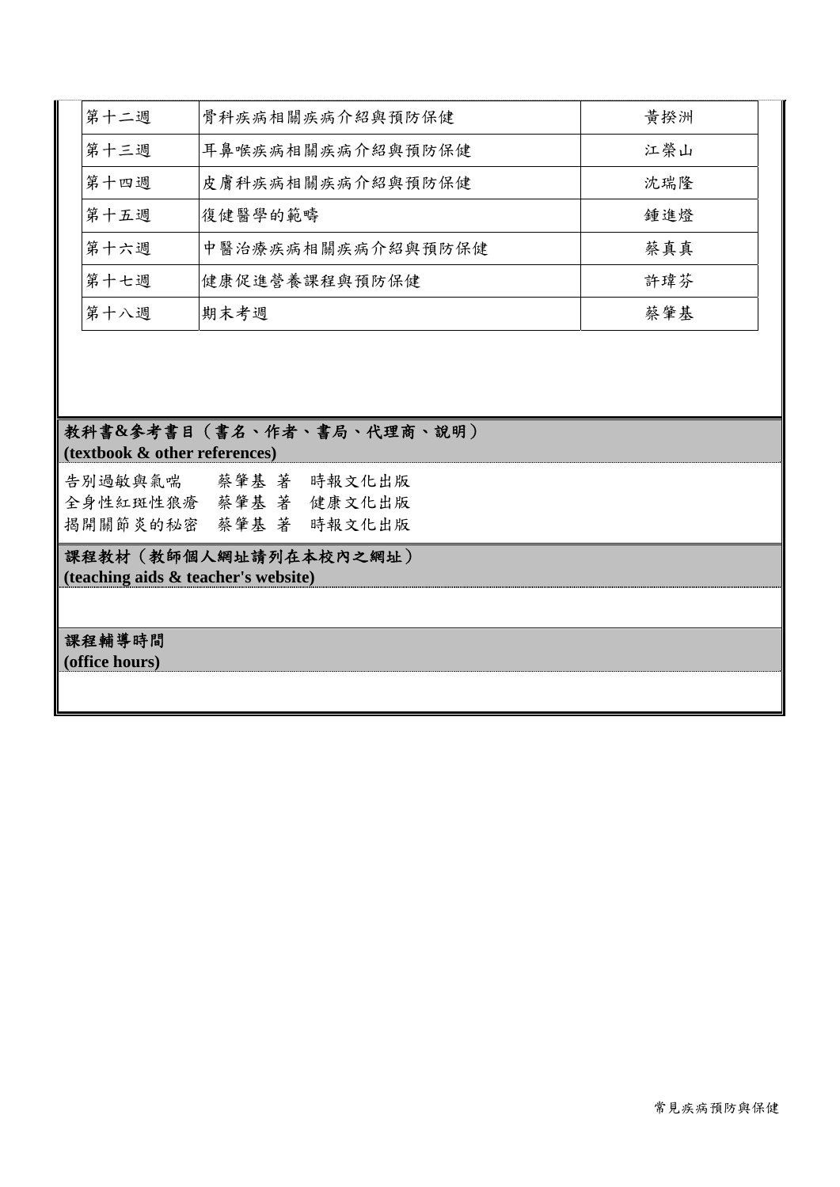| | | |
|---|---|---|
| 第十二週 | 骨科疾病相關疾病介紹與預防保健 | 黃揆洲 |
| 第十三週 | 耳鼻喉疾病相關疾病介紹與預防保健 | 江榮山 |
| 第十四週 | 皮膚科疾病相關疾病介紹與預防保健 | 沈瑞隆 |
| 第十五週 | 復健醫學的範疇 | 鍾進燈 |
| 第十六週 | 中醫治療疾病相關疾病介紹與預防保健 | 蔡真真 |
| 第十七週 | 健康促進營養課程與預防保健 | 許瑋芬 |
| 第十八週 | 期末考週 | 蔡肇基 |

**教科書&參考書目（書名、作者、書局、代理商、說明）**
**(textbook & other references)**

告別過敏與氣喘　蔡肇基 著　時報文化出版
全身性紅斑性狼瘡　蔡肇基 著　健康文化出版
揭開關節炎的秘密　蔡肇基 著　時報文化出版

**課程教材（教師個人網址請列在本校內之網址）**
**(teaching aids & teacher's website)**

**課程輔導時間**
**(office hours)**